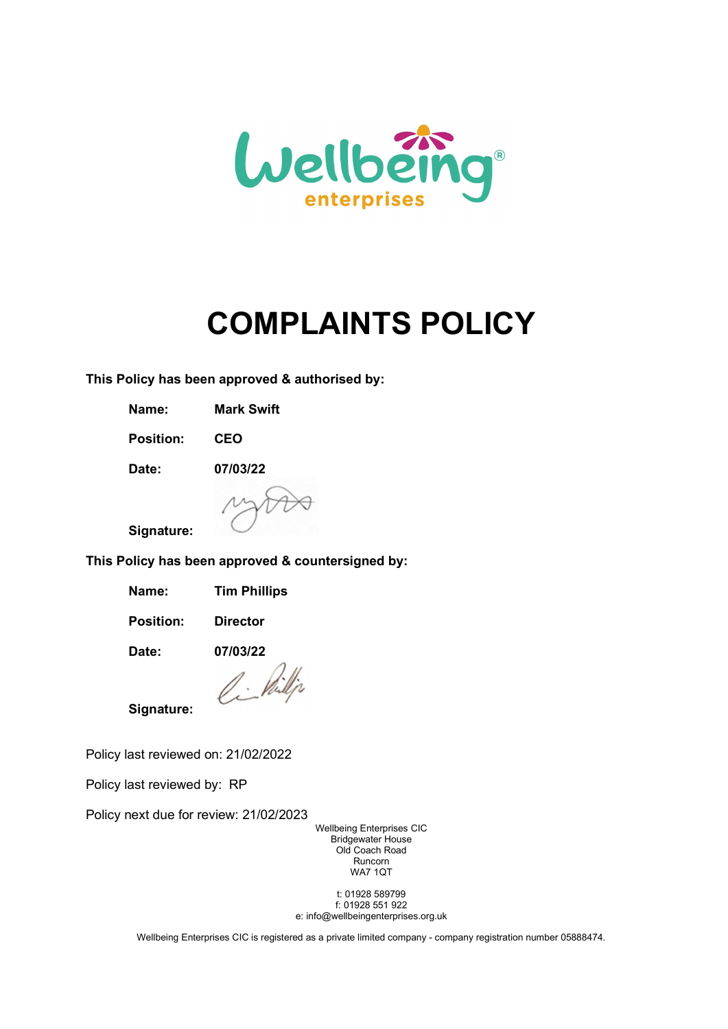# COMPLAINTS POLICY

**This Policy has been approved & authorised by:**

**Name:** **Mark Swift**

**Position:** **CEO**

**Date:** **07/03/22**

**Signature:**

**This Policy has been approved & countersigned by:**

**Name:** **Tim Phillips**

**Position:** **Director**

**Date:** **07/03/22**

**Signature:**

Policy last reviewed on: 21/02/2022

Policy last reviewed by: RP

Policy next due for review: 21/02/2023

Wellbeing Enterprises CIC
Bridgewater House
Old Coach Road
Runcorn
WA7 1QT

t: 01928 589799
f: 01928 551 922
e: info@wellbeingenterprises.org.uk

Wellbeing Enterprises CIC is registered as a private limited company - company registration number 05888474.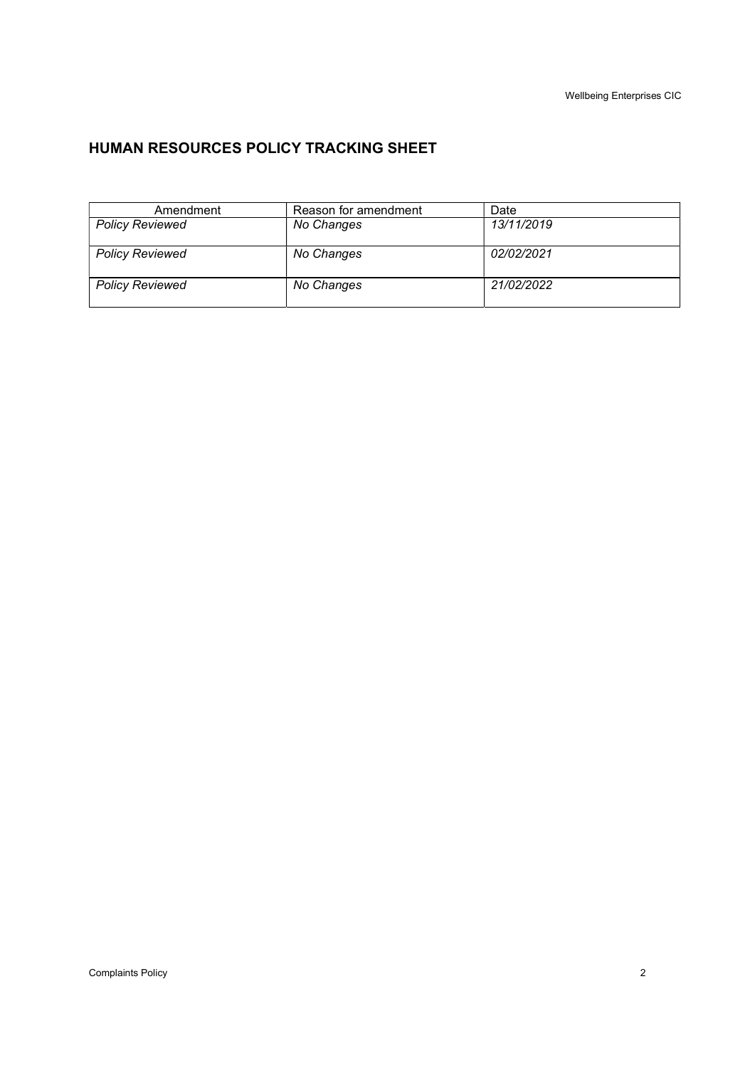## HUMAN RESOURCES POLICY TRACKING SHEET

| Amendment | Reason for amendment | Date |
|---|---|---|
| *Policy Reviewed* | *No Changes* | *13/11/2019* |
| *Policy Reviewed* | *No Changes* | *02/02/2021* |
| *Policy Reviewed* | *No Changes* | *21/02/2022* |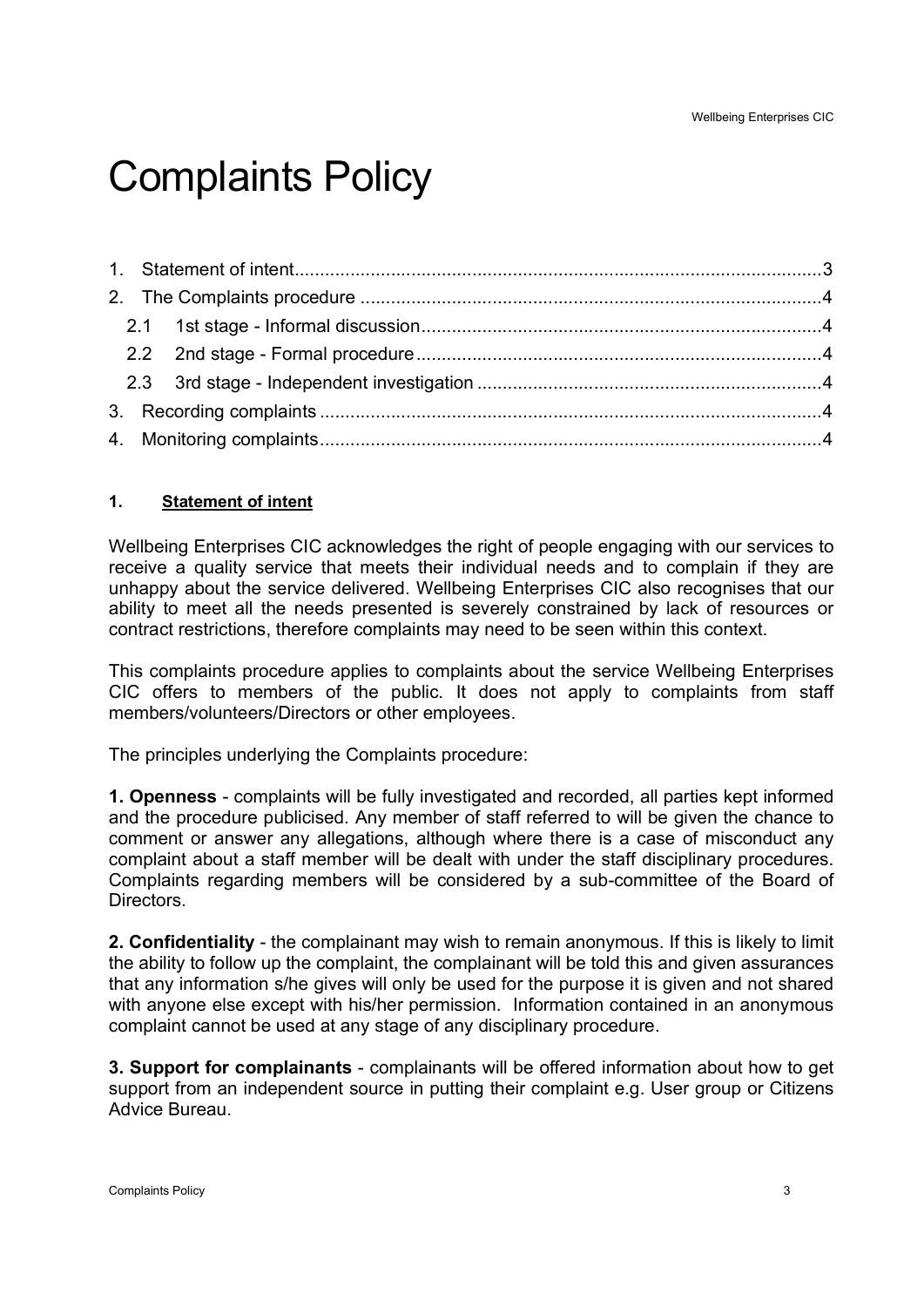# Complaints Policy

1. Statement of intent....3
2. The Complaints procedure....4
   - 2.1 1st stage - Informal discussion....4
   - 2.2 2nd stage - Formal procedure....4
   - 2.3 3rd stage - Independent investigation....4
3. Recording complaints....4
4. Monitoring complaints....4

## 1. Statement of intent

Wellbeing Enterprises CIC acknowledges the right of people engaging with our services to receive a quality service that meets their individual needs and to complain if they are unhappy about the service delivered. Wellbeing Enterprises CIC also recognises that our ability to meet all the needs presented is severely constrained by lack of resources or contract restrictions, therefore complaints may need to be seen within this context.

This complaints procedure applies to complaints about the service Wellbeing Enterprises CIC offers to members of the public. It does not apply to complaints from staff members/volunteers/Directors or other employees.

The principles underlying the Complaints procedure:

**1. Openness** - complaints will be fully investigated and recorded, all parties kept informed and the procedure publicised. Any member of staff referred to will be given the chance to comment or answer any allegations, although where there is a case of misconduct any complaint about a staff member will be dealt with under the staff disciplinary procedures. Complaints regarding members will be considered by a sub-committee of the Board of Directors.

**2. Confidentiality** - the complainant may wish to remain anonymous. If this is likely to limit the ability to follow up the complaint, the complainant will be told this and given assurances that any information s/he gives will only be used for the purpose it is given and not shared with anyone else except with his/her permission. Information contained in an anonymous complaint cannot be used at any stage of any disciplinary procedure.

**3. Support for complainants** - complainants will be offered information about how to get support from an independent source in putting their complaint e.g. User group or Citizens Advice Bureau.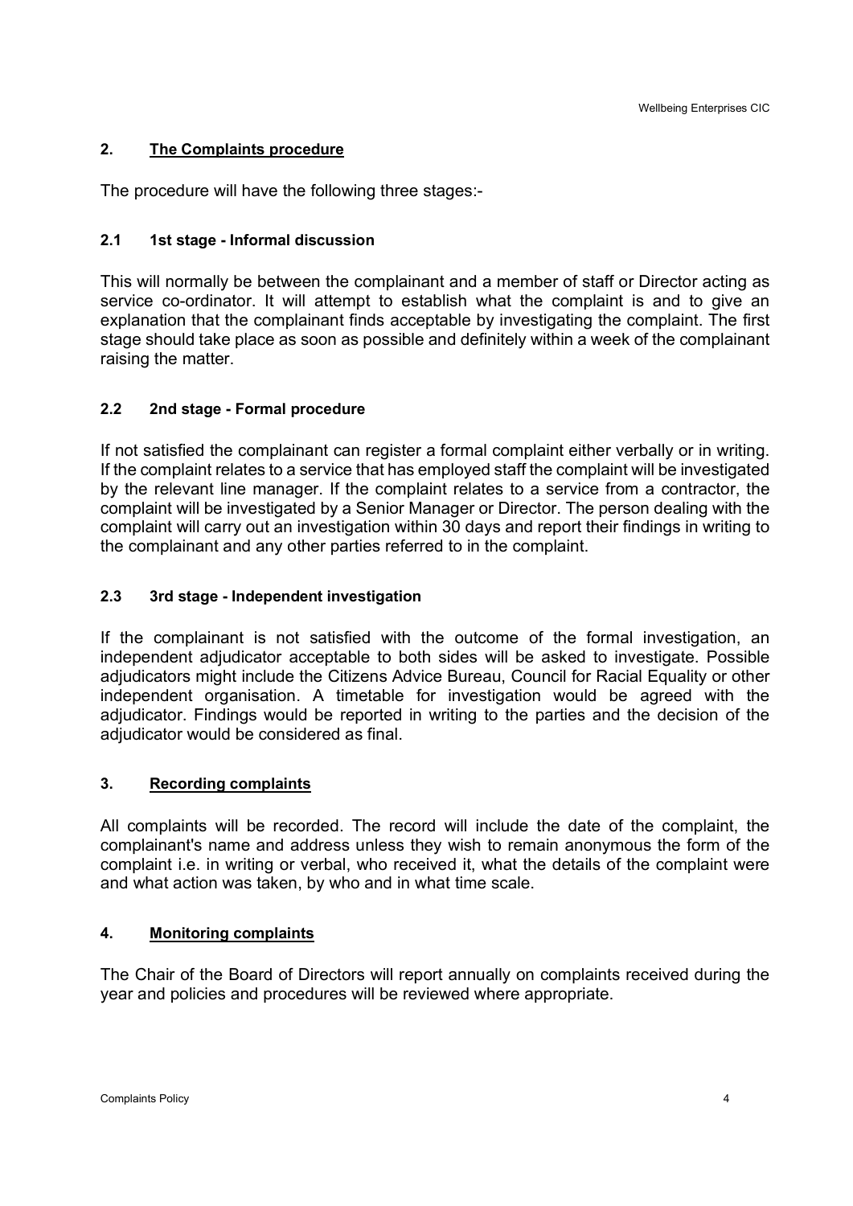## 2. The Complaints procedure

The procedure will have the following three stages:-

### 2.1 1st stage - Informal discussion

This will normally be between the complainant and a member of staff or Director acting as service co-ordinator. It will attempt to establish what the complaint is and to give an explanation that the complainant finds acceptable by investigating the complaint. The first stage should take place as soon as possible and definitely within a week of the complainant raising the matter.

### 2.2 2nd stage - Formal procedure

If not satisfied the complainant can register a formal complaint either verbally or in writing. If the complaint relates to a service that has employed staff the complaint will be investigated by the relevant line manager. If the complaint relates to a service from a contractor, the complaint will be investigated by a Senior Manager or Director. The person dealing with the complaint will carry out an investigation within 30 days and report their findings in writing to the complainant and any other parties referred to in the complaint.

### 2.3 3rd stage - Independent investigation

If the complainant is not satisfied with the outcome of the formal investigation, an independent adjudicator acceptable to both sides will be asked to investigate. Possible adjudicators might include the Citizens Advice Bureau, Council for Racial Equality or other independent organisation. A timetable for investigation would be agreed with the adjudicator. Findings would be reported in writing to the parties and the decision of the adjudicator would be considered as final.

## 3. Recording complaints

All complaints will be recorded. The record will include the date of the complaint, the complainant's name and address unless they wish to remain anonymous the form of the complaint i.e. in writing or verbal, who received it, what the details of the complaint were and what action was taken, by who and in what time scale.

## 4. Monitoring complaints

The Chair of the Board of Directors will report annually on complaints received during the year and policies and procedures will be reviewed where appropriate.